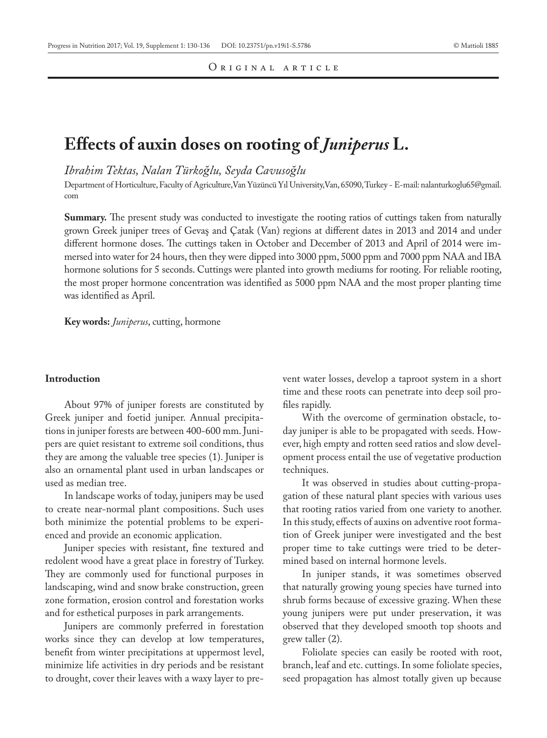Original article

# Effects of auxin doses on rooting of *Juniperus* L.

*Ibrahim Tektas, Nalan Türkoğlu, Seyda Cavusoğlu*

Department of Horticulture, Faculty of Agriculture, Van Yüzüncü Yıl University, Van, 65090, Turkey - E-mail: nalanturkoglu65@gmail.com

**Summary.** The present study was conducted to investigate the rooting ratios of cuttings taken from naturally grown Greek juniper trees of Gevaş and Çatak (Van) regions at different dates in 2013 and 2014 and under different hormone doses. The cuttings taken in October and December of 2013 and April of 2014 were immersed into water for 24 hours, then they were dipped into 3000 ppm, 5000 ppm and 7000 ppm NAA and IBA hormone solutions for 5 seconds. Cuttings were planted into growth mediums for rooting. For reliable rooting, the most proper hormone concentration was identified as 5000 ppm NAA and the most proper planting time was identified as April.

**Key words:** *Juniperus*, cutting, hormone

## Introduction

About 97% of juniper forests are constituted by Greek juniper and foetid juniper. Annual precipitations in juniper forests are between 400-600 mm. Junipers are quiet resistant to extreme soil conditions, thus they are among the valuable tree species (1). Juniper is also an ornamental plant used in urban landscapes or used as median tree.

In landscape works of today, junipers may be used to create near-normal plant compositions. Such uses both minimize the potential problems to be experienced and provide an economic application.

Juniper species with resistant, fine textured and redolent wood have a great place in forestry of Turkey. They are commonly used for functional purposes in landscaping, wind and snow brake construction, green zone formation, erosion control and forestation works and for esthetical purposes in park arrangements.

Junipers are commonly preferred in forestation works since they can develop at low temperatures, benefit from winter precipitations at uppermost level, minimize life activities in dry periods and be resistant to drought, cover their leaves with a waxy layer to prevent water losses, develop a taproot system in a short time and these roots can penetrate into deep soil profiles rapidly.

With the overcome of germination obstacle, today juniper is able to be propagated with seeds. However, high empty and rotten seed ratios and slow development process entail the use of vegetative production techniques.

It was observed in studies about cutting-propagation of these natural plant species with various uses that rooting ratios varied from one variety to another. In this study, effects of auxins on adventive root formation of Greek juniper were investigated and the best proper time to take cuttings were tried to be determined based on internal hormone levels.

In juniper stands, it was sometimes observed that naturally growing young species have turned into shrub forms because of excessive grazing. When these young junipers were put under preservation, it was observed that they developed smooth top shoots and grew taller (2).

Foliolate species can easily be rooted with root, branch, leaf and etc. cuttings. In some foliolate species, seed propagation has almost totally given up because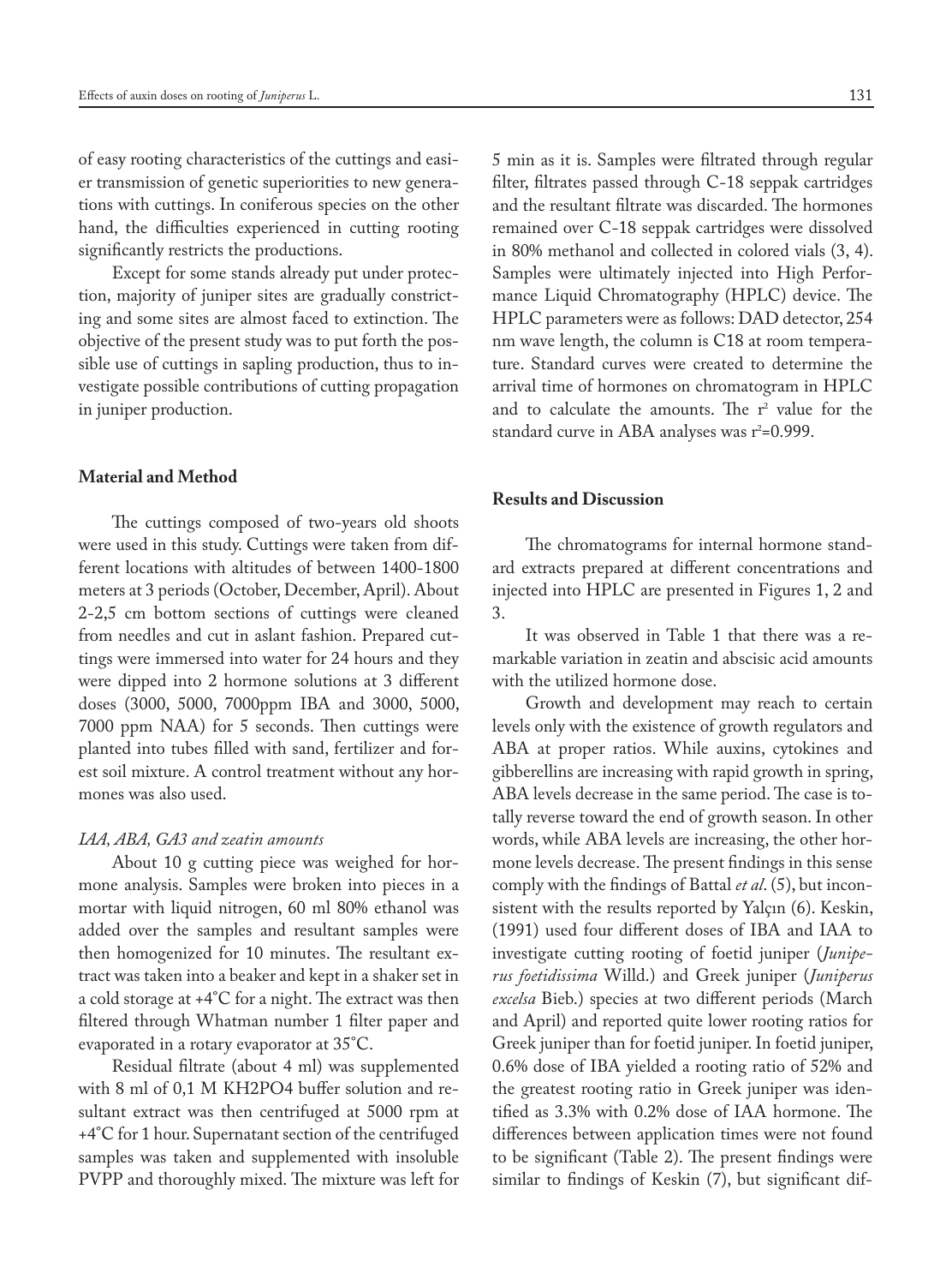of easy rooting characteristics of the cuttings and easier transmission of genetic superiorities to new generations with cuttings. In coniferous species on the other hand, the difficulties experienced in cutting rooting significantly restricts the productions.

Except for some stands already put under protection, majority of juniper sites are gradually constricting and some sites are almost faced to extinction. The objective of the present study was to put forth the possible use of cuttings in sapling production, thus to investigate possible contributions of cutting propagation in juniper production.

## Material and Method

The cuttings composed of two-years old shoots were used in this study. Cuttings were taken from different locations with altitudes of between 1400-1800 meters at 3 periods (October, December, April). About 2-2,5 cm bottom sections of cuttings were cleaned from needles and cut in aslant fashion. Prepared cuttings were immersed into water for 24 hours and they were dipped into 2 hormone solutions at 3 different doses (3000, 5000, 7000ppm IBA and 3000, 5000, 7000 ppm NAA) for 5 seconds. Then cuttings were planted into tubes filled with sand, fertilizer and forest soil mixture. A control treatment without any hormones was also used.

### *IAA, ABA, GA3 and zeatin amounts*

About 10 g cutting piece was weighed for hormone analysis. Samples were broken into pieces in a mortar with liquid nitrogen, 60 ml 80% ethanol was added over the samples and resultant samples were then homogenized for 10 minutes. The resultant extract was taken into a beaker and kept in a shaker set in a cold storage at +4°C for a night. The extract was then filtered through Whatman number 1 filter paper and evaporated in a rotary evaporator at 35°C.

Residual filtrate (about 4 ml) was supplemented with 8 ml of 0,1 M $KH_2PO_4$ buffer solution and resultant extract was then centrifuged at 5000 rpm at +4°C for 1 hour. Supernatant section of the centrifuged samples was taken and supplemented with insoluble PVPP and thoroughly mixed. The mixture was left for 5 min as it is. Samples were filtrated through regular filter, filtrates passed through C-18 seppak cartridges and the resultant filtrate was discarded. The hormones remained over C-18 seppak cartridges were dissolved in 80% methanol and collected in colored vials (3, 4). Samples were ultimately injected into High Performance Liquid Chromatography (HPLC) device. The HPLC parameters were as follows: DAD detector, 254 nm wave length, the column is C18 at room temperature. Standard curves were created to determine the arrival time of hormones on chromatogram in HPLC and to calculate the amounts. The $r^2$ value for the standard curve in ABA analyses was $r^2$=0.999.

## Results and Discussion

The chromatograms for internal hormone standard extracts prepared at different concentrations and injected into HPLC are presented in Figures 1, 2 and 3.

It was observed in Table 1 that there was a remarkable variation in zeatin and abscisic acid amounts with the utilized hormone dose.

Growth and development may reach to certain levels only with the existence of growth regulators and ABA at proper ratios. While auxins, cytokines and gibberellins are increasing with rapid growth in spring, ABA levels decrease in the same period. The case is totally reverse toward the end of growth season. In other words, while ABA levels are increasing, the other hormone levels decrease. The present findings in this sense comply with the findings of Battal *et al*. (5), but inconsistent with the results reported by Yalçın (6). Keskin, (1991) used four different doses of IBA and IAA to investigate cutting rooting of foetid juniper (*Juniperus foetidissima* Willd.) and Greek juniper (*Juniperus excelsa* Bieb.) species at two different periods (March and April) and reported quite lower rooting ratios for Greek juniper than for foetid juniper. In foetid juniper, 0.6% dose of IBA yielded a rooting ratio of 52% and the greatest rooting ratio in Greek juniper was identified as 3.3% with 0.2% dose of IAA hormone. The differences between application times were not found to be significant (Table 2). The present findings were similar to findings of Keskin (7), but significant dif-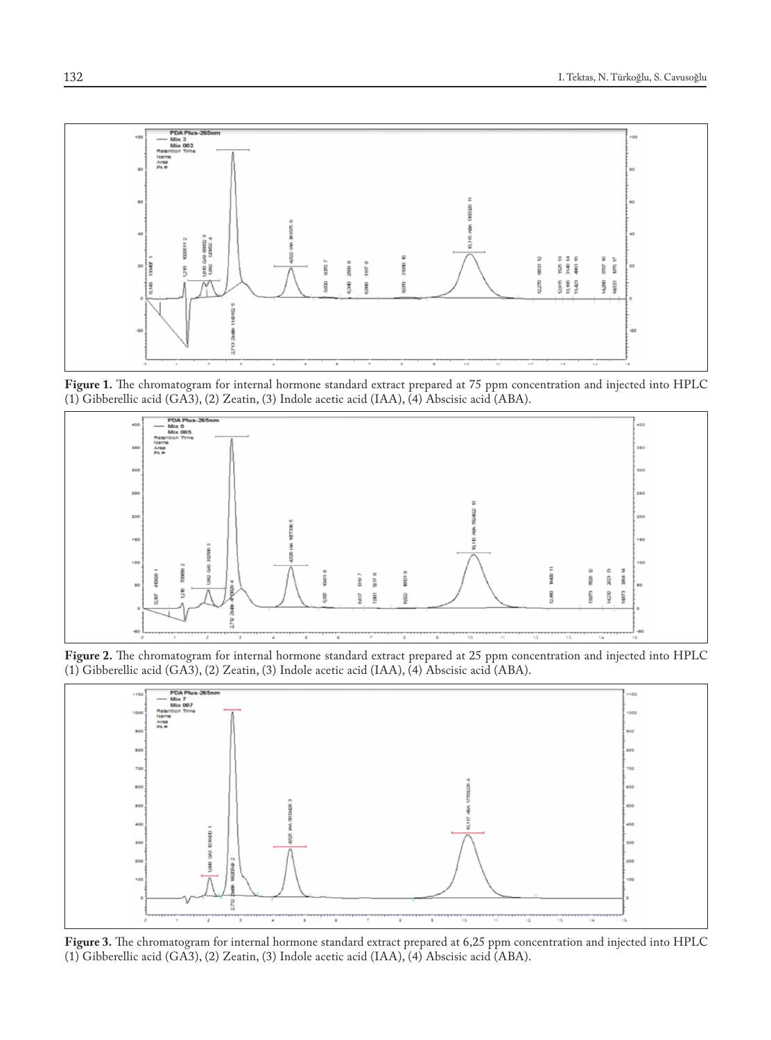**Figure 1.** The chromatogram for internal hormone standard extract prepared at 75 ppm concentration and injected into HPLC (1) Gibberellic acid (GA3), (2) Zeatin, (3) Indole acetic acid (IAA), (4) Abscisic acid (ABA).

**Figure 2.** The chromatogram for internal hormone standard extract prepared at 25 ppm concentration and injected into HPLC (1) Gibberellic acid (GA3), (2) Zeatin, (3) Indole acetic acid (IAA), (4) Abscisic acid (ABA).

**Figure 3.** The chromatogram for internal hormone standard extract prepared at 6,25 ppm concentration and injected into HPLC (1) Gibberellic acid (GA3), (2) Zeatin, (3) Indole acetic acid (IAA), (4) Abscisic acid (ABA).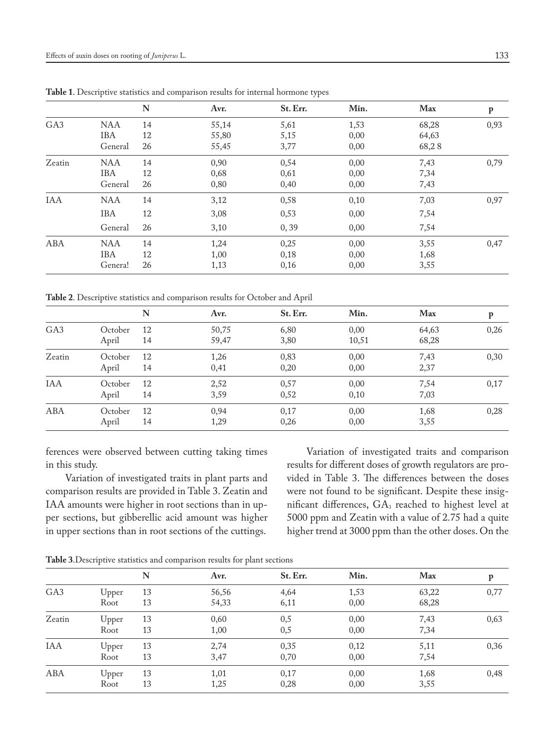**Table 1**. Descriptive statistics and comparison results for internal hormone types

| | | N | Avr. | St. Err. | Min. | Max | p |
|---|---|---|---|---|---|---|---|
| GA3 | NAA | 14 | 55,14 | 5,61 | 1,53 | 68,28 | 0,93 |
| | IBA | 12 | 55,80 | 5,15 | 0,00 | 64,63 | |
| | General | 26 | 55,45 | 3,77 | 0,00 | 68,2 8 | |
| Zeatin | NAA | 14 | 0,90 | 0,54 | 0,00 | 7,43 | 0,79 |
| | IBA | 12 | 0,68 | 0,61 | 0,00 | 7,34 | |
| | General | 26 | 0,80 | 0,40 | 0,00 | 7,43 | |
| IAA | NAA | 14 | 3,12 | 0,58 | 0,10 | 7,03 | 0,97 |
| | IBA | 12 | 3,08 | 0,53 | 0,00 | 7,54 | |
| | General | 26 | 3,10 | 0, 39 | 0,00 | 7,54 | |
| ABA | NAA | 14 | 1,24 | 0,25 | 0,00 | 3,55 | 0,47 |
| | IBA | 12 | 1,00 | 0,18 | 0,00 | 1,68 | |
| | Genera! | 26 | 1,13 | 0,16 | 0,00 | 3,55 | |

**Table 2**. Descriptive statistics and comparison results for October and April

| | | N | Avr. | St. Err. | Min. | Max | p |
|---|---|---|---|---|---|---|---|
| GA3 | October | 12 | 50,75 | 6,80 | 0,00 | 64,63 | 0,26 |
| | April | 14 | 59,47 | 3,80 | 10,51 | 68,28 | |
| Zeatin | October | 12 | 1,26 | 0,83 | 0,00 | 7,43 | 0,30 |
| | April | 14 | 0,41 | 0,20 | 0,00 | 2,37 | |
| IAA | October | 12 | 2,52 | 0,57 | 0,00 | 7,54 | 0,17 |
| | April | 14 | 3,59 | 0,52 | 0,10 | 7,03 | |
| ABA | October | 12 | 0,94 | 0,17 | 0,00 | 1,68 | 0,28 |
| | April | 14 | 1,29 | 0,26 | 0,00 | 3,55 | |

ferences were observed between cutting taking times in this study.

Variation of investigated traits in plant parts and comparison results are provided in Table 3. Zeatin and IAA amounts were higher in root sections than in upper sections, but gibberellic acid amount was higher in upper sections than in root sections of the cuttings.

Variation of investigated traits and comparison results for different doses of growth regulators are provided in Table 3. The differences between the doses were not found to be significant. Despite these insignificant differences, $GA_3$ reached to highest level at 5000 ppm and Zeatin with a value of 2.75 had a quite higher trend at 3000 ppm than the other doses. On the

**Table 3**.Descriptive statistics and comparison results for plant sections

| | | N | Avr. | St. Err. | Min. | Max | p |
|---|---|---|---|---|---|---|---|
| GA3 | Upper | 13 | 56,56 | 4,64 | 1,53 | 63,22 | 0,77 |
| | Root | 13 | 54,33 | 6,11 | 0,00 | 68,28 | |
| Zeatin | Upper | 13 | 0,60 | 0,5 | 0,00 | 7,43 | 0,63 |
| | Root | 13 | 1,00 | 0,5 | 0,00 | 7,34 | |
| IAA | Upper | 13 | 2,74 | 0,35 | 0,12 | 5,11 | 0,36 |
| | Root | 13 | 3,47 | 0,70 | 0,00 | 7,54 | |
| ABA | Upper | 13 | 1,01 | 0,17 | 0,00 | 1,68 | 0,48 |
| | Root | 13 | 1,25 | 0,28 | 0,00 | 3,55 | |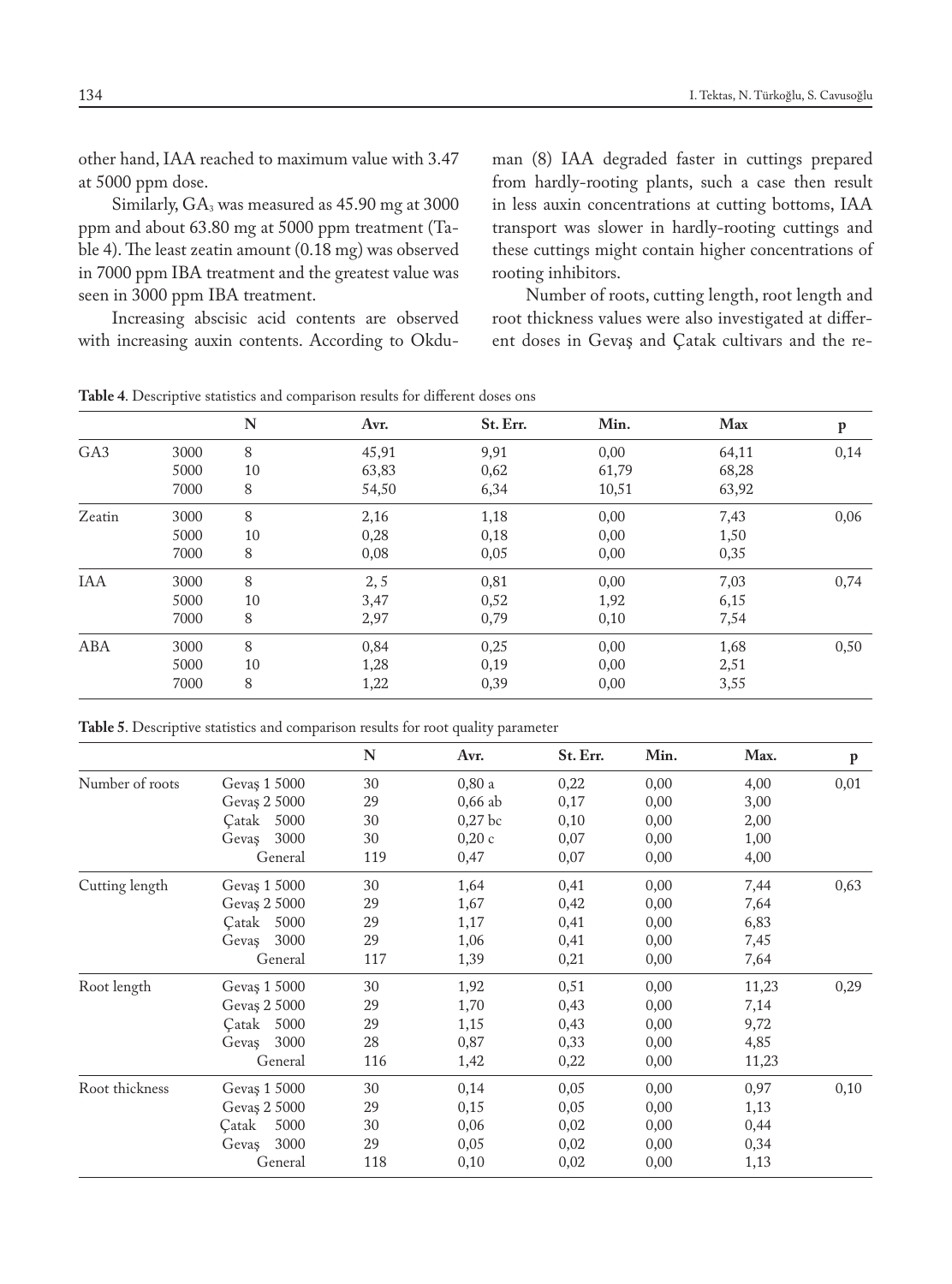other hand, IAA reached to maximum value with 3.47 at 5000 ppm dose.

Similarly, $GA_3$ was measured as 45.90 mg at 3000 ppm and about 63.80 mg at 5000 ppm treatment (Table 4). The least zeatin amount (0.18 mg) was observed in 7000 ppm IBA treatment and the greatest value was seen in 3000 ppm IBA treatment.

Increasing abscisic acid contents are observed with increasing auxin contents. According to Okduman (8) IAA degraded faster in cuttings prepared from hardly-rooting plants, such a case then result in less auxin concentrations at cutting bottoms, IAA transport was slower in hardly-rooting cuttings and these cuttings might contain higher concentrations of rooting inhibitors.

Number of roots, cutting length, root length and root thickness values were also investigated at different doses in Gevaş and Çatak cultivars and the re-

**Table 4**. Descriptive statistics and comparison results for different doses ons

| | | N | Avr. | St. Err. | Min. | Max | p |
|---|---|---|---|---|---|---|---|
| GA3 | 3000 | 8 | 45,91 | 9,91 | 0,00 | 64,11 | 0,14 |
| | 5000 | 10 | 63,83 | 0,62 | 61,79 | 68,28 | |
| | 7000 | 8 | 54,50 | 6,34 | 10,51 | 63,92 | |
| Zeatin | 3000 | 8 | 2,16 | 1,18 | 0,00 | 7,43 | 0,06 |
| | 5000 | 10 | 0,28 | 0,18 | 0,00 | 1,50 | |
| | 7000 | 8 | 0,08 | 0,05 | 0,00 | 0,35 | |
| IAA | 3000 | 8 | 2, 5 | 0,81 | 0,00 | 7,03 | 0,74 |
| | 5000 | 10 | 3,47 | 0,52 | 1,92 | 6,15 | |
| | 7000 | 8 | 2,97 | 0,79 | 0,10 | 7,54 | |
| ABA | 3000 | 8 | 0,84 | 0,25 | 0,00 | 1,68 | 0,50 |
| | 5000 | 10 | 1,28 | 0,19 | 0,00 | 2,51 | |
| | 7000 | 8 | 1,22 | 0,39 | 0,00 | 3,55 | |

**Table 5**. Descriptive statistics and comparison results for root quality parameter

| | | N | Avr. | St. Err. | Min. | Max. | p |
|---|---|---|---|---|---|---|---|
| Number of roots | Gevaş 1 5000 | 30 | 0,80 a | 0,22 | 0,00 | 4,00 | 0,01 |
| | Gevaş 2 5000 | 29 | 0,66 ab | 0,17 | 0,00 | 3,00 | |
| | Çatak 5000 | 30 | 0,27 bc | 0,10 | 0,00 | 2,00 | |
| | Gevaş 3000 | 30 | 0,20 c | 0,07 | 0,00 | 1,00 | |
| | General | 119 | 0,47 | 0,07 | 0,00 | 4,00 | |
| Cutting length | Gevaş 1 5000 | 30 | 1,64 | 0,41 | 0,00 | 7,44 | 0,63 |
| | Gevaş 2 5000 | 29 | 1,67 | 0,42 | 0,00 | 7,64 | |
| | Çatak 5000 | 29 | 1,17 | 0,41 | 0,00 | 6,83 | |
| | Gevaş 3000 | 29 | 1,06 | 0,41 | 0,00 | 7,45 | |
| | General | 117 | 1,39 | 0,21 | 0,00 | 7,64 | |
| Root length | Gevaş 1 5000 | 30 | 1,92 | 0,51 | 0,00 | 11,23 | 0,29 |
| | Gevaş 2 5000 | 29 | 1,70 | 0,43 | 0,00 | 7,14 | |
| | Çatak 5000 | 29 | 1,15 | 0,43 | 0,00 | 9,72 | |
| | Gevaş 3000 | 28 | 0,87 | 0,33 | 0,00 | 4,85 | |
| | General | 116 | 1,42 | 0,22 | 0,00 | 11,23 | |
| Root thickness | Gevaş 1 5000 | 30 | 0,14 | 0,05 | 0,00 | 0,97 | 0,10 |
| | Gevaş 2 5000 | 29 | 0,15 | 0,05 | 0,00 | 1,13 | |
| | Çatak 5000 | 30 | 0,06 | 0,02 | 0,00 | 0,44 | |
| | Gevaş 3000 | 29 | 0,05 | 0,02 | 0,00 | 0,34 | |
| | General | 118 | 0,10 | 0,02 | 0,00 | 1,13 | |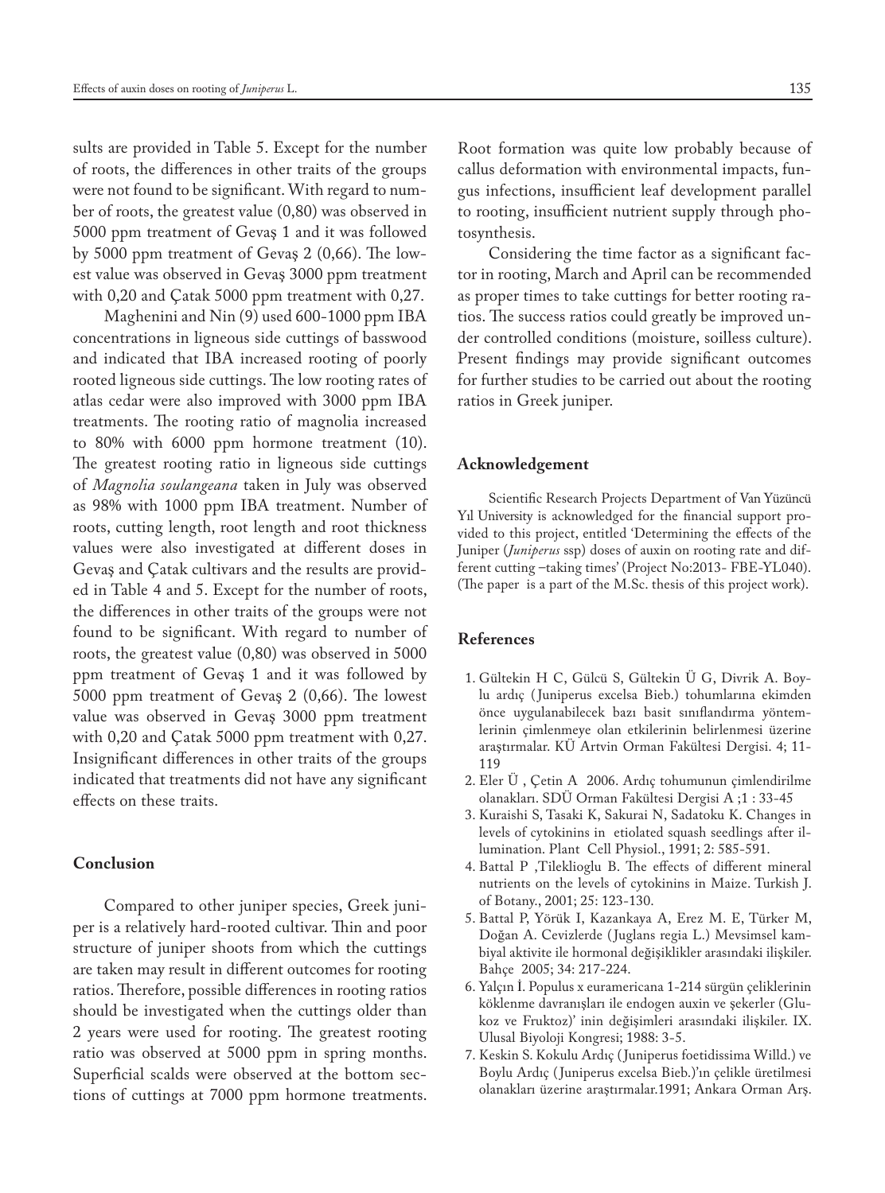sults are provided in Table 5. Except for the number of roots, the differences in other traits of the groups were not found to be significant. With regard to number of roots, the greatest value (0,80) was observed in 5000 ppm treatment of Gevaş 1 and it was followed by 5000 ppm treatment of Gevaş 2 (0,66). The lowest value was observed in Gevaş 3000 ppm treatment with 0,20 and Çatak 5000 ppm treatment with 0,27.

Maghenini and Nin (9) used 600-1000 ppm IBA concentrations in ligneous side cuttings of basswood and indicated that IBA increased rooting of poorly rooted ligneous side cuttings. The low rooting rates of atlas cedar were also improved with 3000 ppm IBA treatments. The rooting ratio of magnolia increased to 80% with 6000 ppm hormone treatment (10). The greatest rooting ratio in ligneous side cuttings of *Magnolia soulangeana* taken in July was observed as 98% with 1000 ppm IBA treatment. Number of roots, cutting length, root length and root thickness values were also investigated at different doses in Gevaş and Çatak cultivars and the results are provided in Table 4 and 5. Except for the number of roots, the differences in other traits of the groups were not found to be significant. With regard to number of roots, the greatest value (0,80) was observed in 5000 ppm treatment of Gevaş 1 and it was followed by 5000 ppm treatment of Gevaş 2 (0,66). The lowest value was observed in Gevaş 3000 ppm treatment with 0,20 and Çatak 5000 ppm treatment with 0,27. Insignificant differences in other traits of the groups indicated that treatments did not have any significant effects on these traits.

## Conclusion

Compared to other juniper species, Greek juniper is a relatively hard-rooted cultivar. Thin and poor structure of juniper shoots from which the cuttings are taken may result in different outcomes for rooting ratios. Therefore, possible differences in rooting ratios should be investigated when the cuttings older than 2 years were used for rooting. The greatest rooting ratio was observed at 5000 ppm in spring months. Superficial scalds were observed at the bottom sections of cuttings at 7000 ppm hormone treatments. Root formation was quite low probably because of callus deformation with environmental impacts, fungus infections, insufficient leaf development parallel to rooting, insufficient nutrient supply through photosynthesis.

Considering the time factor as a significant factor in rooting, March and April can be recommended as proper times to take cuttings for better rooting ratios. The success ratios could greatly be improved under controlled conditions (moisture, soilless culture). Present findings may provide significant outcomes for further studies to be carried out about the rooting ratios in Greek juniper.

## Acknowledgement

Scientific Research Projects Department of Van Yüzüncü Yıl University is acknowledged for the financial support provided to this project, entitled 'Determining the effects of the Juniper (*Juniperus* ssp) doses of auxin on rooting rate and different cutting –taking times' (Project No:2013- FBE-YL040). (The paper is a part of the M.Sc. thesis of this project work).

## References

1. Gültekin H C, Gülcü S, Gültekin Ü G, Divrik A. Boylu ardıç (Juniperus excelsa Bieb.) tohumlarına ekimden önce uygulanabilecek bazı basit sınıflandırma yöntemlerinin çimlenmeye olan etkilerinin belirlenmesi üzerine araştırmalar. KÜ Artvin Orman Fakültesi Dergisi. 4; 11-119
2. Eler Ü , Çetin A 2006. Ardıç tohumunun çimlendirilme olanakları. SDÜ Orman Fakültesi Dergisi A ;1 : 33-45
3. Kuraishi S, Tasaki K, Sakurai N, Sadatoku K. Changes in levels of cytokinins in etiolated squash seedlings after illumination. Plant Cell Physiol., 1991; 2: 585-591.
4. Battal P ,Tileklioglu B. The effects of different mineral nutrients on the levels of cytokinins in Maize. Turkish J. of Botany., 2001; 25: 123-130.
5. Battal P, Yörük I, Kazankaya A, Erez M. E, Türker M, Doğan A. Cevizlerde (Juglans regia L.) Mevsimsel kambiyal aktivite ile hormonal değişiklikler arasındaki ilişkiler. Bahçe 2005; 34: 217-224.
6. Yalçın İ. Populus x euramericana 1-214 sürgün çeliklerinin köklenme davranışları ile endogen auxin ve şekerler (Glukoz ve Fruktoz)' inin değişimleri arasındaki ilişkiler. IX. Ulusal Biyoloji Kongresi; 1988: 3-5.
7. Keskin S. Kokulu Ardıç (Juniperus foetidissima Willd.) ve Boylu Ardıç (Juniperus excelsa Bieb.)'ın çelikle üretilmesi olanakları üzerine araştırmalar.1991; Ankara Orman Arş.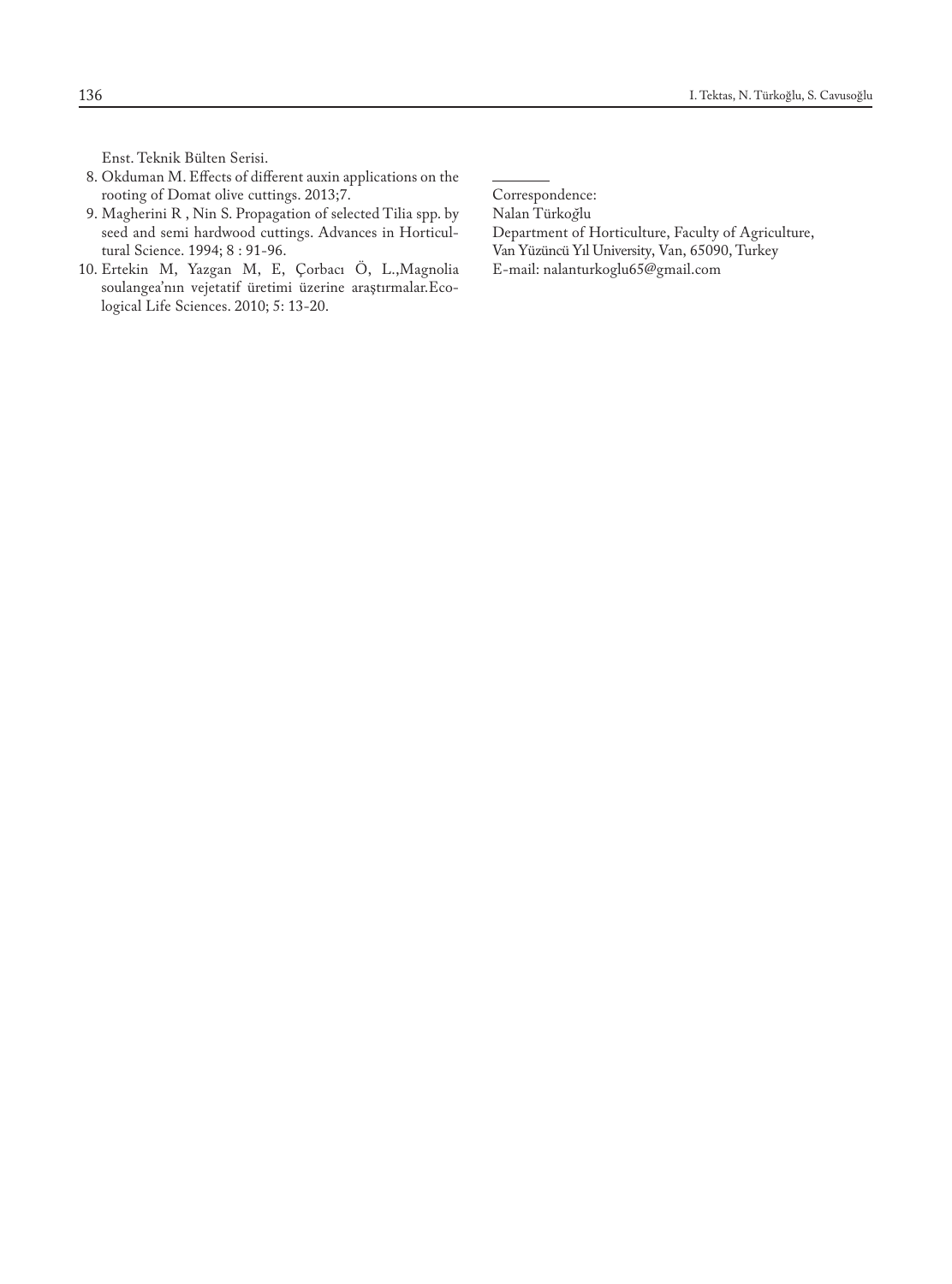Enst. Teknik Bülten Serisi.

8. Okduman M. Effects of different auxin applications on the rooting of Domat olive cuttings. 2013;7.
9. Magherini R , Nin S. Propagation of selected Tilia spp. by seed and semi hardwood cuttings. Advances in Horticultural Science. 1994; 8 : 91-96.
10. Ertekin M, Yazgan M, E, Çorbacı Ö, L.,Magnolia soulangea'nın vejetatif üretimi üzerine araştırmalar.Ecological Life Sciences. 2010; 5: 13-20.

Correspondence:
Nalan Türkoğlu
Department of Horticulture, Faculty of Agriculture,
Van Yüzüncü Yıl University, Van, 65090, Turkey
E-mail: nalanturkoglu65@gmail.com